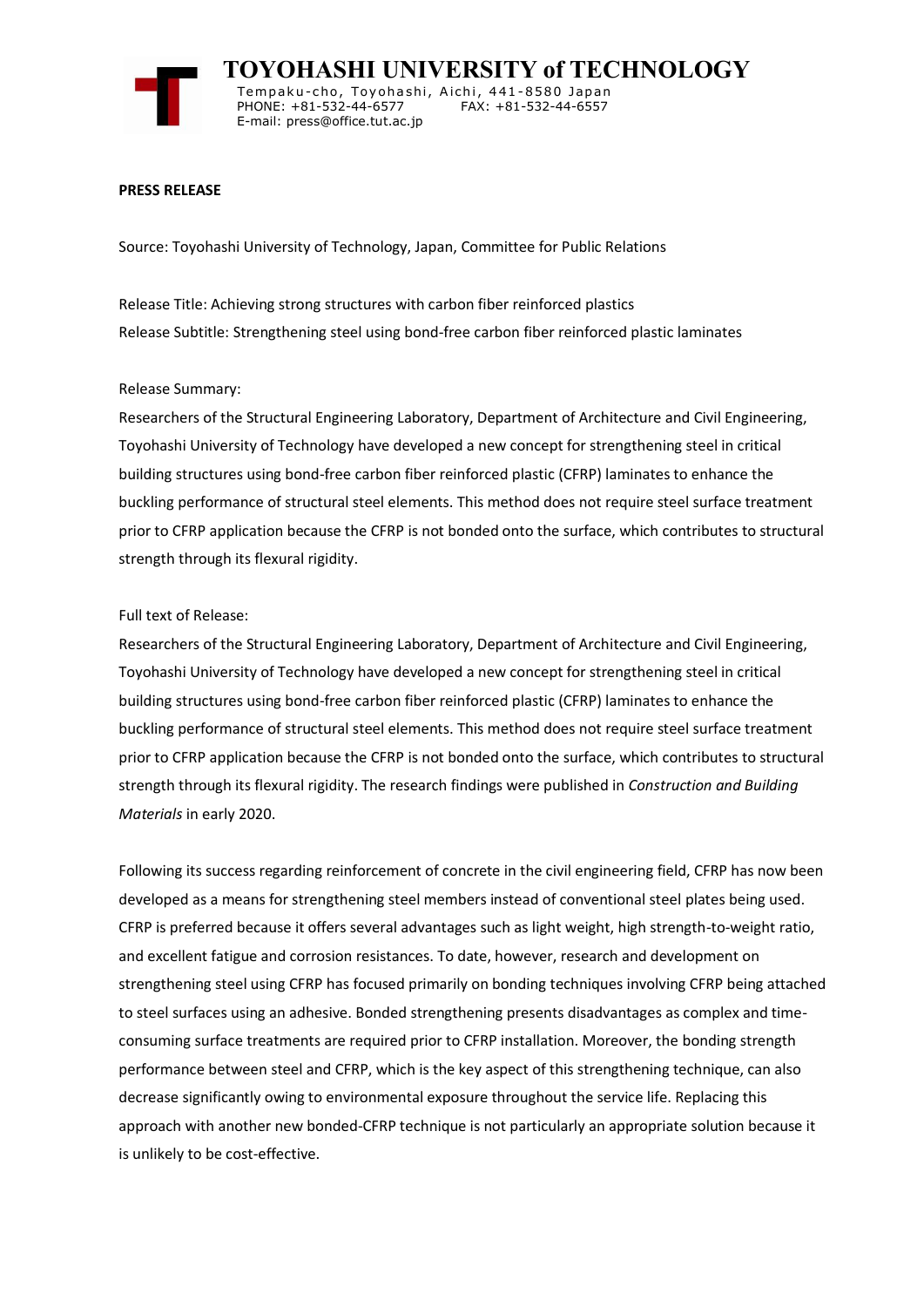# TOYOHASHI UNIVERSITY of TECHNOLOGY

Tempaku-cho, Toyohashi, Aichi, 441-8580 Japan
PHONE: +81-532-44-6577 FAX: +81-532-44-6557
E-mail: press@office.tut.ac.jp

**PRESS RELEASE**

Source: Toyohashi University of Technology, Japan, Committee for Public Relations

Release Title: Achieving strong structures with carbon fiber reinforced plastics
Release Subtitle: Strengthening steel using bond-free carbon fiber reinforced plastic laminates

Release Summary:
Researchers of the Structural Engineering Laboratory, Department of Architecture and Civil Engineering, Toyohashi University of Technology have developed a new concept for strengthening steel in critical building structures using bond-free carbon fiber reinforced plastic (CFRP) laminates to enhance the buckling performance of structural steel elements. This method does not require steel surface treatment prior to CFRP application because the CFRP is not bonded onto the surface, which contributes to structural strength through its flexural rigidity.

Full text of Release:
Researchers of the Structural Engineering Laboratory, Department of Architecture and Civil Engineering, Toyohashi University of Technology have developed a new concept for strengthening steel in critical building structures using bond-free carbon fiber reinforced plastic (CFRP) laminates to enhance the buckling performance of structural steel elements. This method does not require steel surface treatment prior to CFRP application because the CFRP is not bonded onto the surface, which contributes to structural strength through its flexural rigidity. The research findings were published in *Construction and Building Materials* in early 2020.

Following its success regarding reinforcement of concrete in the civil engineering field, CFRP has now been developed as a means for strengthening steel members instead of conventional steel plates being used. CFRP is preferred because it offers several advantages such as light weight, high strength-to-weight ratio, and excellent fatigue and corrosion resistances. To date, however, research and development on strengthening steel using CFRP has focused primarily on bonding techniques involving CFRP being attached to steel surfaces using an adhesive. Bonded strengthening presents disadvantages as complex and time-consuming surface treatments are required prior to CFRP installation. Moreover, the bonding strength performance between steel and CFRP, which is the key aspect of this strengthening technique, can also decrease significantly owing to environmental exposure throughout the service life. Replacing this approach with another new bonded-CFRP technique is not particularly an appropriate solution because it is unlikely to be cost-effective.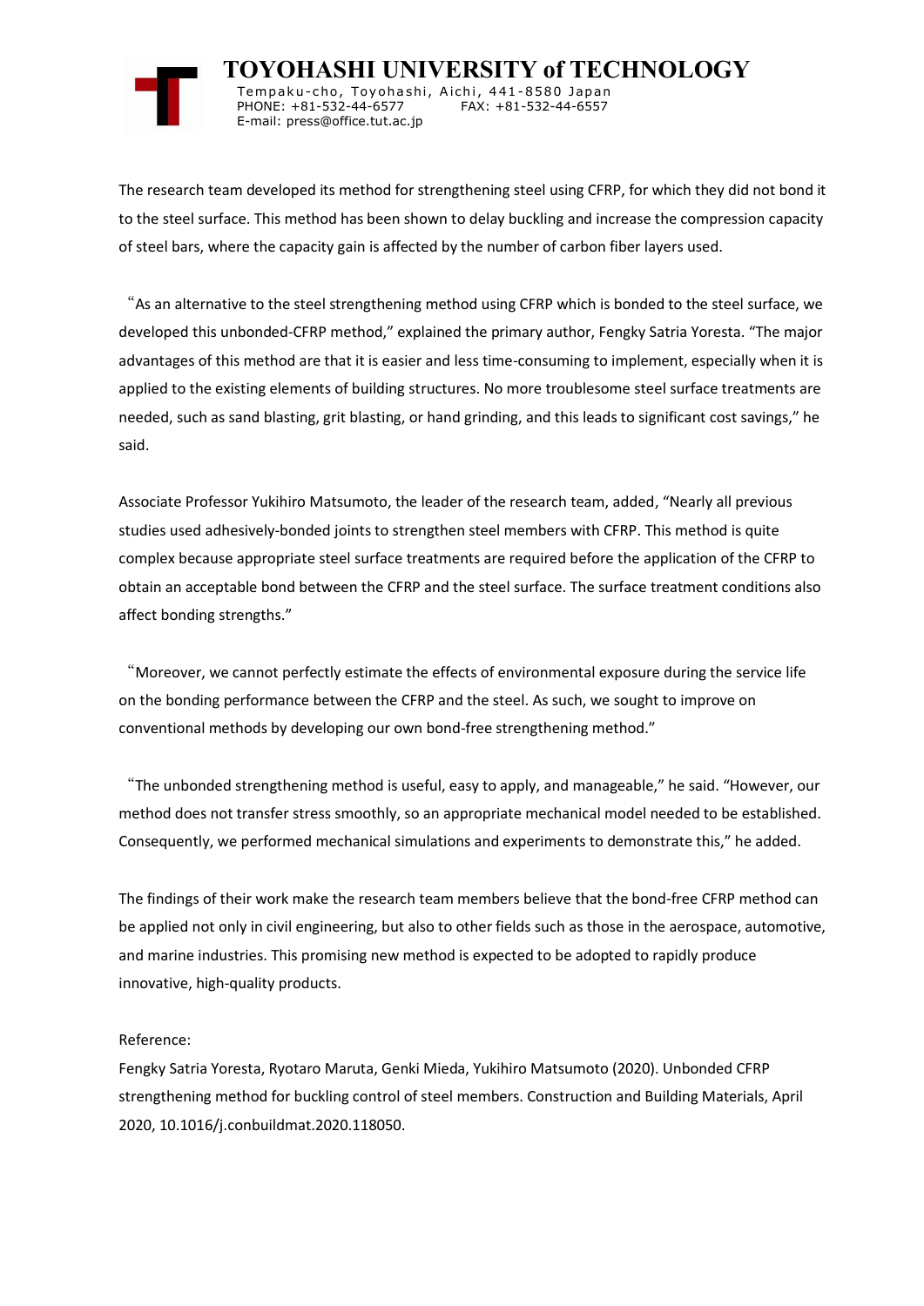The research team developed its method for strengthening steel using CFRP, for which they did not bond it to the steel surface. This method has been shown to delay buckling and increase the compression capacity of steel bars, where the capacity gain is affected by the number of carbon fiber layers used.

"As an alternative to the steel strengthening method using CFRP which is bonded to the steel surface, we developed this unbonded-CFRP method," explained the primary author, Fengky Satria Yoresta. "The major advantages of this method are that it is easier and less time-consuming to implement, especially when it is applied to the existing elements of building structures. No more troublesome steel surface treatments are needed, such as sand blasting, grit blasting, or hand grinding, and this leads to significant cost savings," he said.

Associate Professor Yukihiro Matsumoto, the leader of the research team, added, "Nearly all previous studies used adhesively-bonded joints to strengthen steel members with CFRP. This method is quite complex because appropriate steel surface treatments are required before the application of the CFRP to obtain an acceptable bond between the CFRP and the steel surface. The surface treatment conditions also affect bonding strengths."

"Moreover, we cannot perfectly estimate the effects of environmental exposure during the service life on the bonding performance between the CFRP and the steel. As such, we sought to improve on conventional methods by developing our own bond-free strengthening method."

"The unbonded strengthening method is useful, easy to apply, and manageable," he said. "However, our method does not transfer stress smoothly, so an appropriate mechanical model needed to be established. Consequently, we performed mechanical simulations and experiments to demonstrate this," he added.

The findings of their work make the research team members believe that the bond-free CFRP method can be applied not only in civil engineering, but also to other fields such as those in the aerospace, automotive, and marine industries. This promising new method is expected to be adopted to rapidly produce innovative, high-quality products.

Reference:
Fengky Satria Yoresta, Ryotaro Maruta, Genki Mieda, Yukihiro Matsumoto (2020). Unbonded CFRP strengthening method for buckling control of steel members. Construction and Building Materials, April 2020, 10.1016/j.conbuildmat.2020.118050.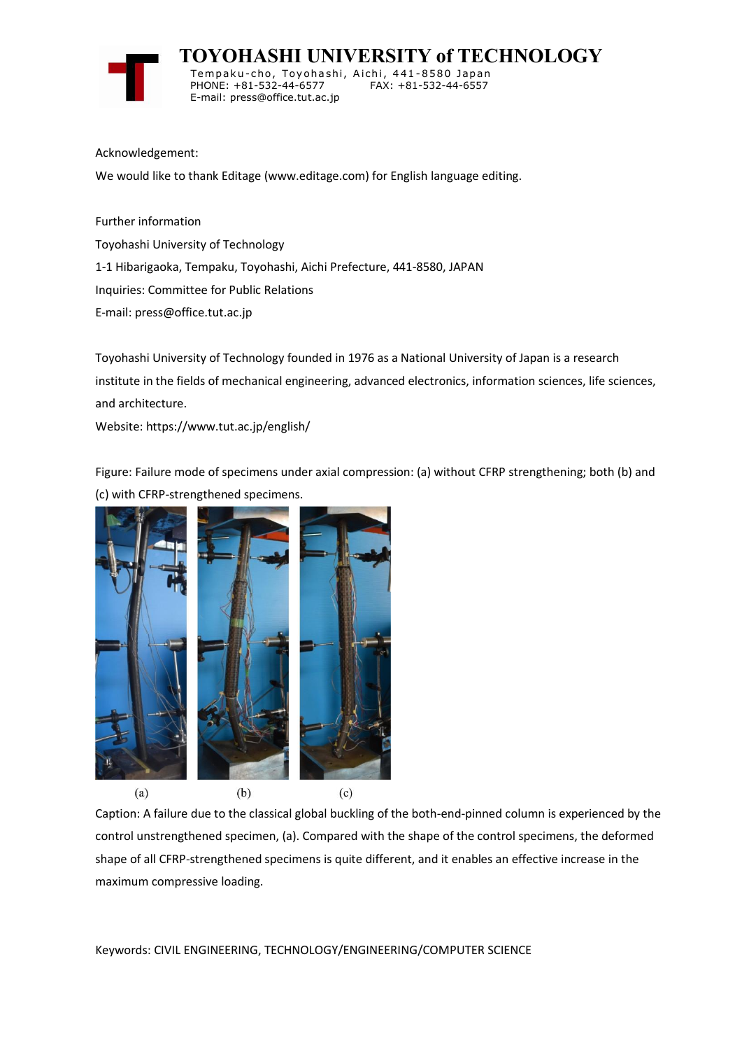Acknowledgement:

We would like to thank Editage (www.editage.com) for English language editing.

Further information

Toyohashi University of Technology

1-1 Hibarigaoka, Tempaku, Toyohashi, Aichi Prefecture, 441-8580, JAPAN

Inquiries: Committee for Public Relations

E-mail: press@office.tut.ac.jp

Toyohashi University of Technology founded in 1976 as a National University of Japan is a research institute in the fields of mechanical engineering, advanced electronics, information sciences, life sciences, and architecture.

Website: https://www.tut.ac.jp/english/

Figure: Failure mode of specimens under axial compression: (a) without CFRP strengthening; both (b) and (c) with CFRP-strengthened specimens.

(a) (b) (c)

Caption: A failure due to the classical global buckling of the both-end-pinned column is experienced by the control unstrengthened specimen, (a). Compared with the shape of the control specimens, the deformed shape of all CFRP-strengthened specimens is quite different, and it enables an effective increase in the maximum compressive loading.

Keywords: CIVIL ENGINEERING, TECHNOLOGY/ENGINEERING/COMPUTER SCIENCE